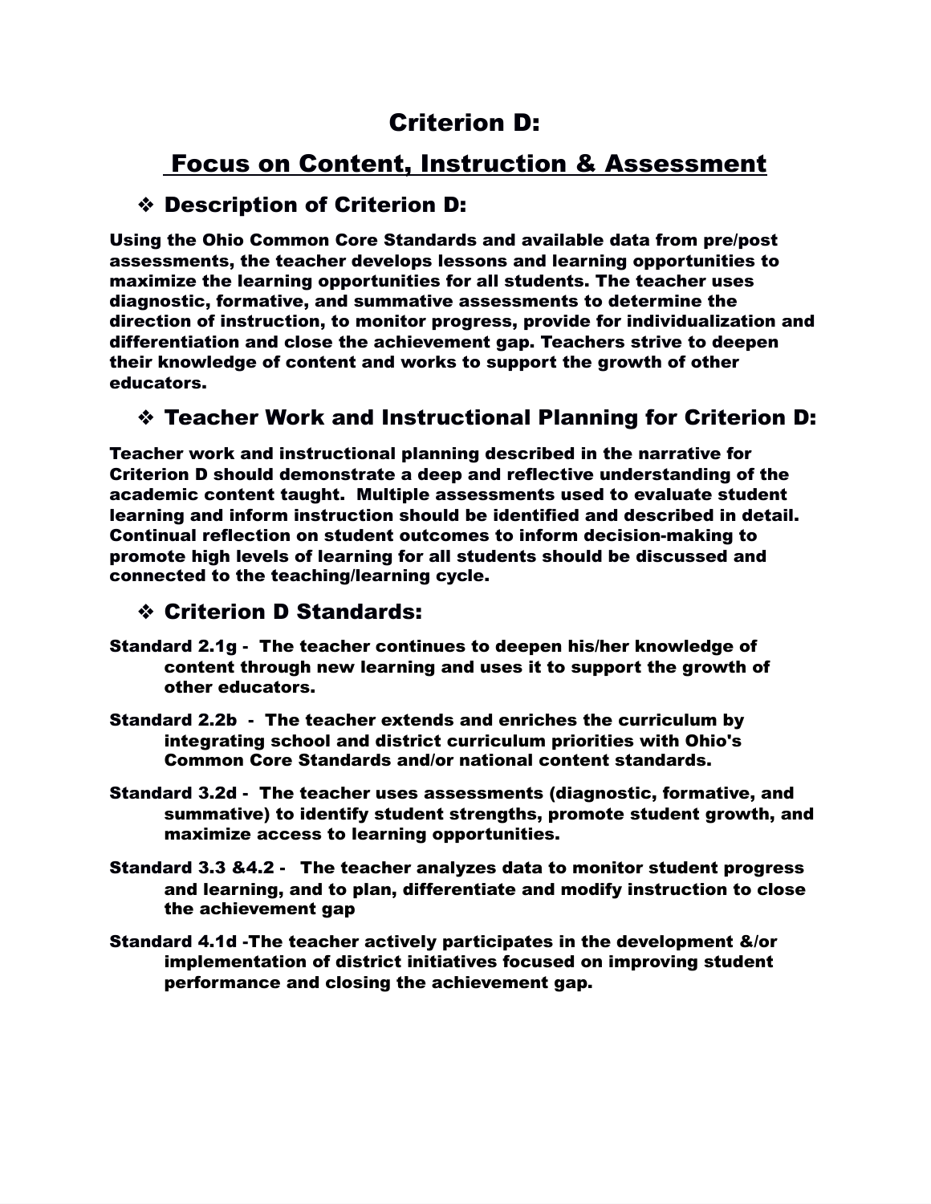# Criterion D:

## Focus on Content, Instruction & Assessment

### ❖ Description of Criterion D:

**Using the Ohio Common Core Standards and available data from pre/post assessments, the teacher develops lessons and learning opportunities to maximize the learning opportunities for all students. The teacher uses diagnostic, formative, and summative assessments to determine the direction of instruction, to monitor progress, provide for individualization and differentiation and close the achievement gap. Teachers strive to deepen their knowledge of content and works to support the growth of other educators.**

### ❖ Teacher Work and Instructional Planning for Criterion D:

**Teacher work and instructional planning described in the narrative for Criterion D should demonstrate a deep and reflective understanding of the academic content taught. Multiple assessments used to evaluate student learning and inform instruction should be identified and described in detail. Continual reflection on student outcomes to inform decision-making to promote high levels of learning for all students should be discussed and connected to the teaching/learning cycle.**

### ❖ Criterion D Standards:

**Standard 2.1g - The teacher continues to deepen his/her knowledge of content through new learning and uses it to support the growth of other educators.**

**Standard 2.2b - The teacher extends and enriches the curriculum by integrating school and district curriculum priorities with Ohio's Common Core Standards and/or national content standards.**

**Standard 3.2d - The teacher uses assessments (diagnostic, formative, and summative) to identify student strengths, promote student growth, and maximize access to learning opportunities.**

**Standard 3.3 &4.2 - The teacher analyzes data to monitor student progress and learning, and to plan, differentiate and modify instruction to close the achievement gap**

**Standard 4.1d -The teacher actively participates in the development &/or implementation of district initiatives focused on improving student performance and closing the achievement gap.**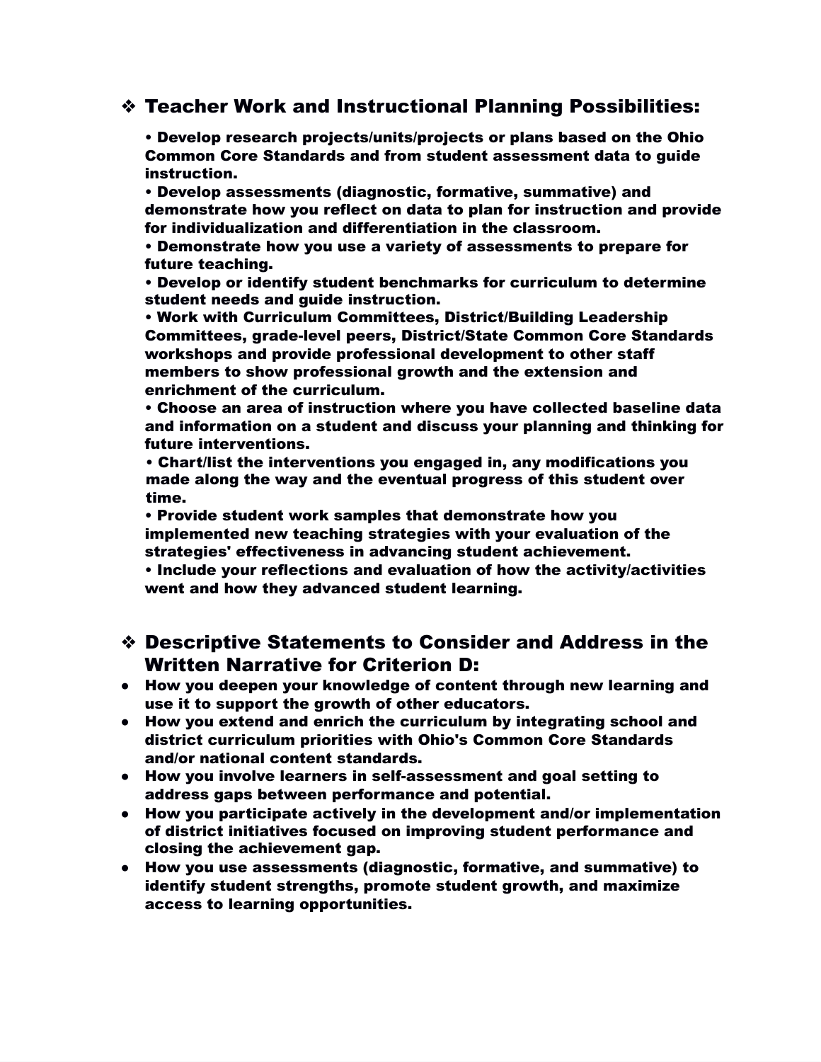## ❖ Teacher Work and Instructional Planning Possibilities:

**• Develop research projects/units/projects or plans based on the Ohio Common Core Standards and from student assessment data to guide instruction.**
**• Develop assessments (diagnostic, formative, summative) and demonstrate how you reflect on data to plan for instruction and provide for individualization and differentiation in the classroom.**
**• Demonstrate how you use a variety of assessments to prepare for future teaching.**
**• Develop or identify student benchmarks for curriculum to determine student needs and guide instruction.**
**• Work with Curriculum Committees, District/Building Leadership Committees, grade-level peers, District/State Common Core Standards workshops and provide professional development to other staff members to show professional growth and the extension and enrichment of the curriculum.**
**• Choose an area of instruction where you have collected baseline data and information on a student and discuss your planning and thinking for future interventions.**
**• Chart/list the interventions you engaged in, any modifications you made along the way and the eventual progress of this student over time.**
**• Provide student work samples that demonstrate how you implemented new teaching strategies with your evaluation of the strategies' effectiveness in advancing student achievement.**
**• Include your reflections and evaluation of how the activity/activities went and how they advanced student learning.**

## ❖ Descriptive Statements to Consider and Address in the Written Narrative for Criterion D:

- **How you deepen your knowledge of content through new learning and use it to support the growth of other educators.**
- **How you extend and enrich the curriculum by integrating school and district curriculum priorities with Ohio's Common Core Standards and/or national content standards.**
- **How you involve learners in self-assessment and goal setting to address gaps between performance and potential.**
- **How you participate actively in the development and/or implementation of district initiatives focused on improving student performance and closing the achievement gap.**
- **How you use assessments (diagnostic, formative, and summative) to identify student strengths, promote student growth, and maximize access to learning opportunities.**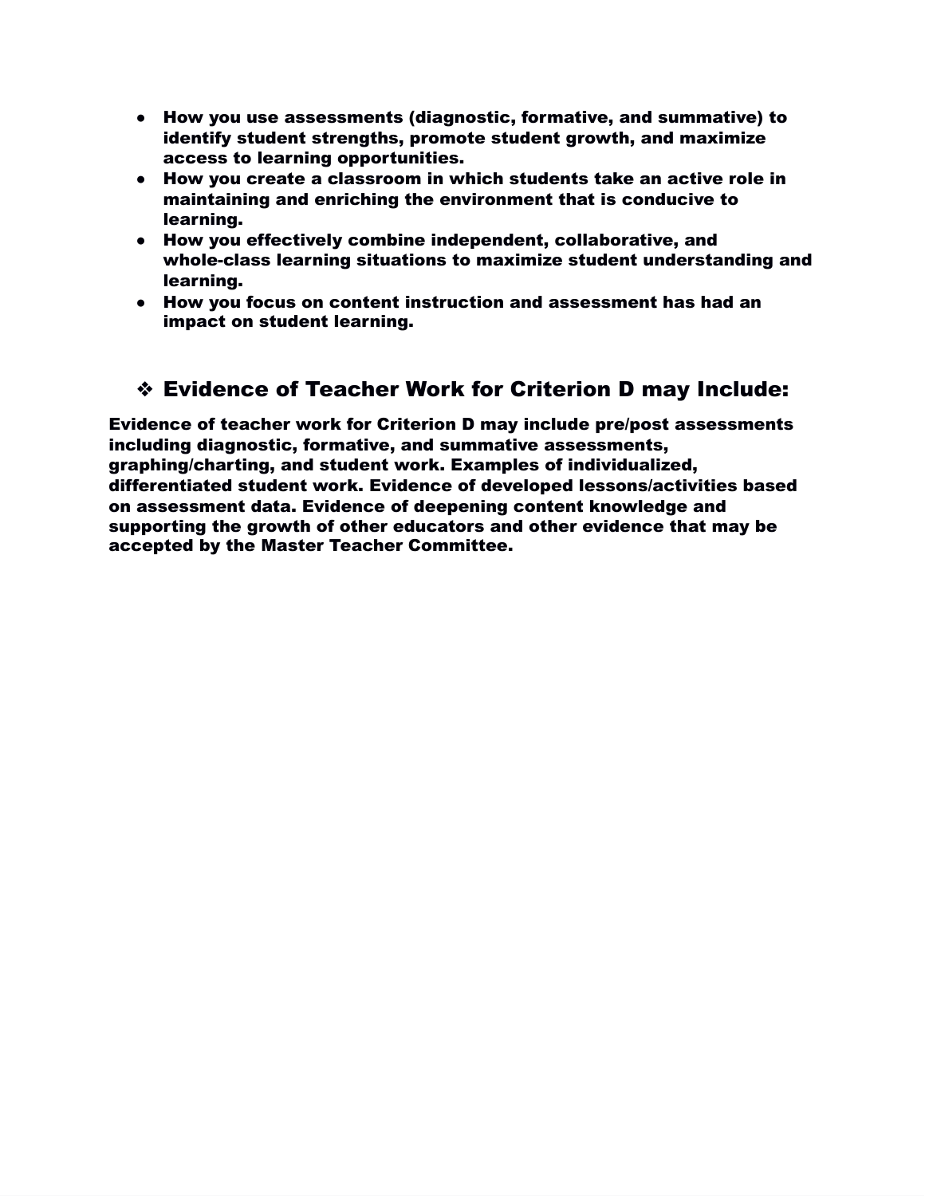- **How you use assessments (diagnostic, formative, and summative) to identify student strengths, promote student growth, and maximize access to learning opportunities.**
- **How you create a classroom in which students take an active role in maintaining and enriching the environment that is conducive to learning.**
- **How you effectively combine independent, collaborative, and whole-class learning situations to maximize student understanding and learning.**
- **How you focus on content instruction and assessment has had an impact on student learning.**

## ❖ Evidence of Teacher Work for Criterion D may Include:

**Evidence of teacher work for Criterion D may include pre/post assessments including diagnostic, formative, and summative assessments, graphing/charting, and student work. Examples of individualized, differentiated student work. Evidence of developed lessons/activities based on assessment data. Evidence of deepening content knowledge and supporting the growth of other educators and other evidence that may be accepted by the Master Teacher Committee.**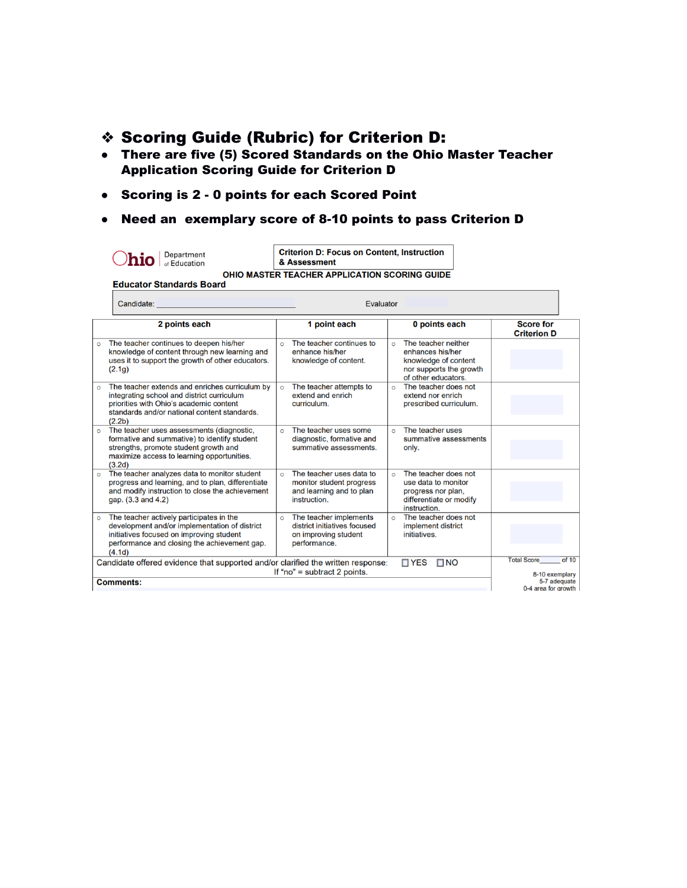## ❖ Scoring Guide (Rubric) for Criterion D:

- **There are five (5) Scored Standards on the Ohio Master Teacher Application Scoring Guide for Criterion D**
- **Scoring is 2 - 0 points for each Scored Point**
- **Need an exemplary score of 8-10 points to pass Criterion D**

Ohio | Department of Education

**Criterion D: Focus on Content, Instruction & Assessment**

**OHIO MASTER TEACHER APPLICATION SCORING GUIDE**

**Educator Standards Board**

Candidate: ______________________ Evaluator ______

| 2 points each | 1 point each | 0 points each | Score for Criterion D |
|---|---|---|---|
| ○ The teacher continues to deepen his/her knowledge of content through new learning and uses it to support the growth of other educators. (2.1g) | ○ The teacher continues to enhance his/her knowledge of content. | ○ The teacher neither enhances his/her knowledge of content nor supports the growth of other educators. | |
| ○ The teacher extends and enriches curriculum by integrating school and district curriculum priorities with Ohio's academic content standards and/or national content standards. (2.2b) | ○ The teacher attempts to extend and enrich curriculum. | ○ The teacher does not extend nor enrich prescribed curriculum. | |
| ○ The teacher uses assessments (diagnostic, formative and summative) to identify student strengths, promote student growth and maximize access to learning opportunities. (3.2d) | ○ The teacher uses some diagnostic, formative and summative assessments. | ○ The teacher uses summative assessments only. | |
| ○ The teacher analyzes data to monitor student progress and learning, and to plan, differentiate and modify instruction to close the achievement gap. (3.3 and 4.2) | ○ The teacher uses data to monitor student progress and learning and to plan instruction. | ○ The teacher does not use data to monitor progress nor plan, differentiate or modify instruction. | |
| ○ The teacher actively participates in the development and/or implementation of district initiatives focused on improving student performance and closing the achievement gap. (4.1d) | ○ The teacher implements district initiatives focused on improving student performance. | ○ The teacher does not implement district initiatives. | |
| Candidate offered evidence that supported and/or clarified the written response: ☐YES ☐NO<br>If "no" = subtract 2 points. | | | Total Score_____ of 10<br>8-10 exemplary<br>5-7 adequate<br>0-4 area for growth |
| **Comments:** | | | |